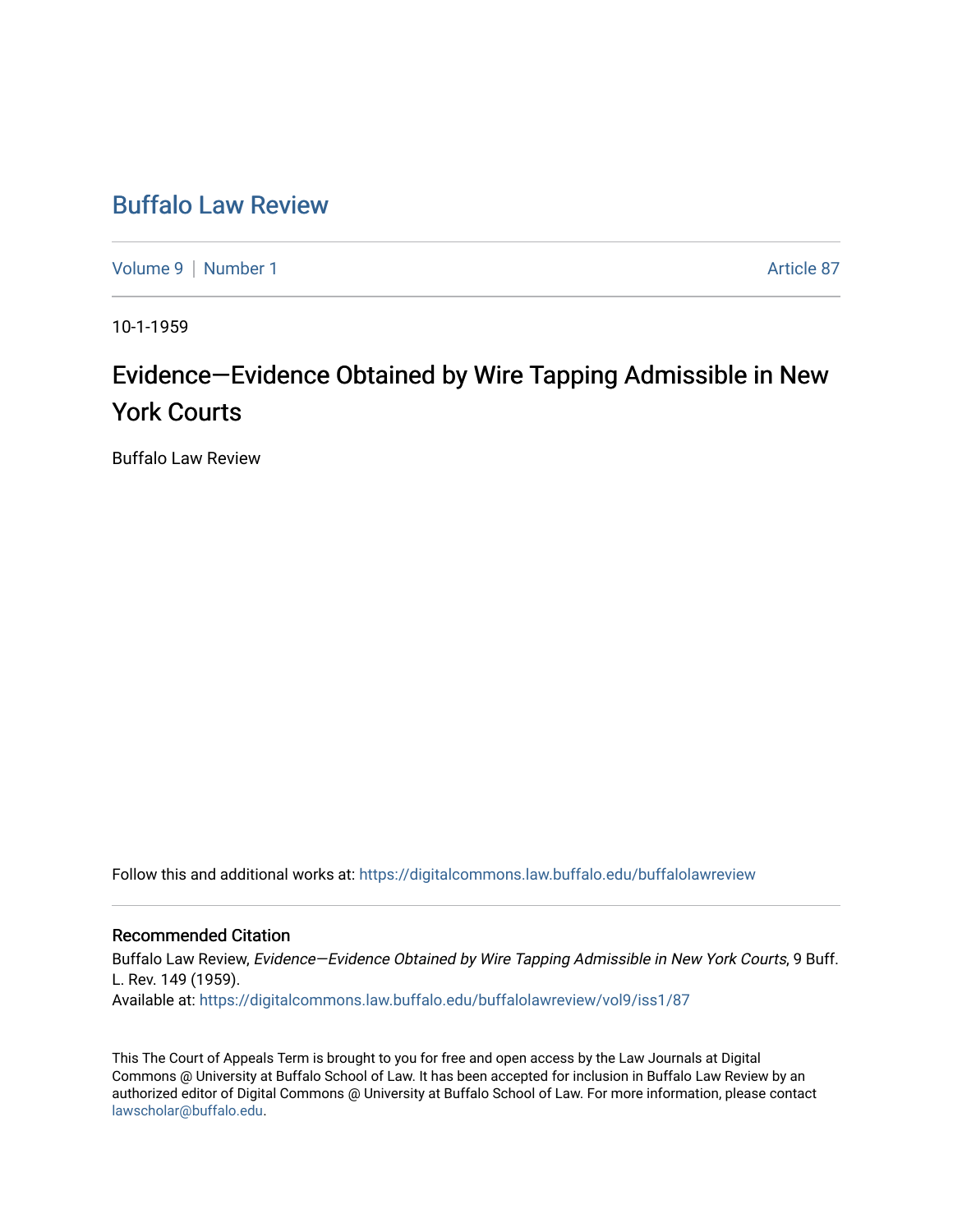# Buffalo Law Review

Volume 9 | Number 1 — Article 87

10-1-1959

## Evidence—Evidence Obtained by Wire Tapping Admissible in New York Courts

Buffalo Law Review

Follow this and additional works at: https://digitalcommons.law.buffalo.edu/buffalolawreview

### Recommended Citation

Buffalo Law Review, *Evidence—Evidence Obtained by Wire Tapping Admissible in New York Courts*, 9 Buff. L. Rev. 149 (1959).
Available at: https://digitalcommons.law.buffalo.edu/buffalolawreview/vol9/iss1/87

This The Court of Appeals Term is brought to you for free and open access by the Law Journals at Digital Commons @ University at Buffalo School of Law. It has been accepted for inclusion in Buffalo Law Review by an authorized editor of Digital Commons @ University at Buffalo School of Law. For more information, please contact lawscholar@buffalo.edu.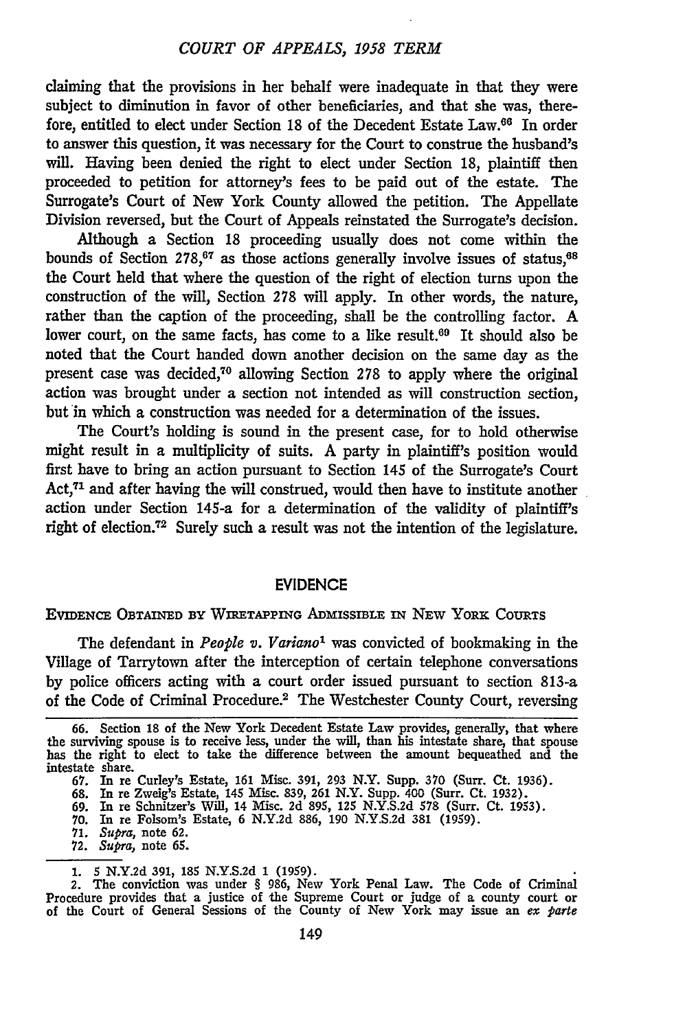claiming that the provisions in her behalf were inadequate in that they were subject to diminution in favor of other beneficiaries, and that she was, therefore, entitled to elect under Section 18 of the Decedent Estate Law.[66] In order to answer this question, it was necessary for the Court to construe the husband's will. Having been denied the right to elect under Section 18, plaintiff then proceeded to petition for attorney's fees to be paid out of the estate. The Surrogate's Court of New York County allowed the petition. The Appellate Division reversed, but the Court of Appeals reinstated the Surrogate's decision.

Although a Section 18 proceeding usually does not come within the bounds of Section 278,[67] as those actions generally involve issues of status,[68] the Court held that where the question of the right of election turns upon the construction of the will, Section 278 will apply. In other words, the nature, rather than the caption of the proceeding, shall be the controlling factor. A lower court, on the same facts, has come to a like result.[69] It should also be noted that the Court handed down another decision on the same day as the present case was decided,[70] allowing Section 278 to apply where the original action was brought under a section not intended as will construction section, but in which a construction was needed for a determination of the issues.

The Court's holding is sound in the present case, for to hold otherwise might result in a multiplicity of suits. A party in plaintiff's position would first have to bring an action pursuant to Section 145 of the Surrogate's Court Act,[71] and after having the will construed, would then have to institute another action under Section 145-a for a determination of the validity of plaintiff's right of election.[72] Surely such a result was not the intention of the legislature.

## EVIDENCE

### EVIDENCE OBTAINED BY WIRETAPPING ADMISSIBLE IN NEW YORK COURTS

The defendant in *People v. Variano*[1] was convicted of bookmaking in the Village of Tarrytown after the interception of certain telephone conversations by police officers acting with a court order issued pursuant to section 813-a of the Code of Criminal Procedure.[2] The Westchester County Court, reversing

---

66. Section 18 of the New York Decedent Estate Law provides, generally, that where the surviving spouse is to receive less, under the will, than his intestate share, that spouse has the right to elect to take the difference between the amount bequeathed and the intestate share.

67. In re Curley's Estate, 161 Misc. 391, 293 N.Y. Supp. 370 (Surr. Ct. 1936).

68. In re Zweig's Estate, 145 Misc. 839, 261 N.Y. Supp. 400 (Surr. Ct. 1932).

69. In re Schnitzer's Will, 14 Misc. 2d 895, 125 N.Y.S.2d 578 (Surr. Ct. 1953).

70. In re Folsom's Estate, 6 N.Y.2d 886, 190 N.Y.S.2d 381 (1959).

71. *Supra*, note 62.

72. *Supra*, note 65.

---

1. 5 N.Y.2d 391, 185 N.Y.S.2d 1 (1959).

2. The conviction was under § 986, New York Penal Law. The Code of Criminal Procedure provides that a justice of the Supreme Court or judge of a county court or of the Court of General Sessions of the County of New York may issue an *ex parte*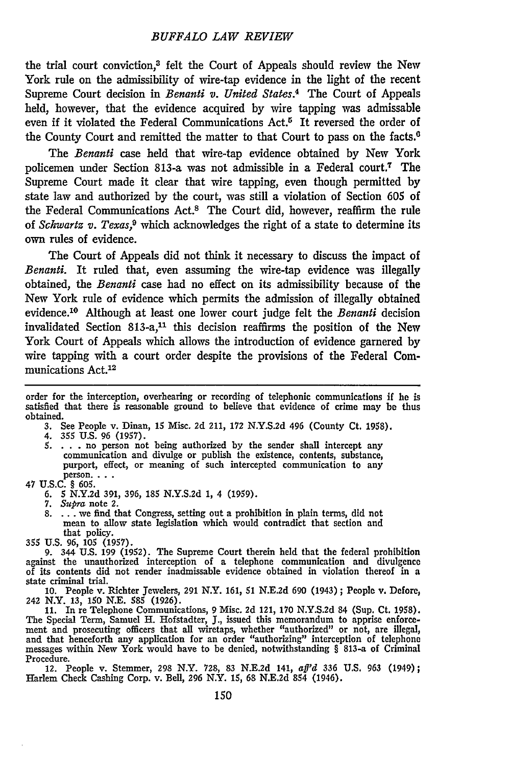the trial court conviction,[3] felt the Court of Appeals should review the New York rule on the admissibility of wire-tap evidence in the light of the recent Supreme Court decision in *Benanti v. United States*.[4] The Court of Appeals held, however, that the evidence acquired by wire tapping was admissable even if it violated the Federal Communications Act.[5] It reversed the order of the County Court and remitted the matter to that Court to pass on the facts.[6]

The *Benanti* case held that wire-tap evidence obtained by New York policemen under Section 813-a was not admissible in a Federal court.[7] The Supreme Court made it clear that wire tapping, even though permitted by state law and authorized by the court, was still a violation of Section 605 of the Federal Communications Act.[8] The Court did, however, reaffirm the rule of *Schwartz v. Texas*,[9] which acknowledges the right of a state to determine its own rules of evidence.

The Court of Appeals did not think it necessary to discuss the impact of *Benanti*. It ruled that, even assuming the wire-tap evidence was illegally obtained, the *Benanti* case had no effect on its admissibility because of the New York rule of evidence which permits the admission of illegally obtained evidence.[10] Although at least one lower court judge felt the *Benanti* decision invalidated Section 813-a,[11] this decision reaffirms the position of the New York Court of Appeals which allows the introduction of evidence garnered by wire tapping with a court order despite the provisions of the Federal Communications Act.[12]

---

order for the interception, overhearing or recording of telephonic communications if he is satisfied that there is reasonable ground to believe that evidence of crime may be thus obtained.

3. See People v. Dinan, 15 Misc. 2d 211, 172 N.Y.S.2d 496 (County Ct. 1958).
4. 355 U.S. 96 (1957).
5. . . . no person not being authorized by the sender shall intercept any communication and divulge or publish the existence, contents, substance, purport, effect, or meaning of such intercepted communication to any person. . . .

47 U.S.C. § 605.

6. 5 N.Y.2d 391, 396, 185 N.Y.S.2d 1, 4 (1959).
7. *Supra* note 2.
8. . . . we find that Congress, setting out a prohibition in plain terms, did not mean to allow state legislation which would contradict that section and that policy.

355 U.S. 96, 105 (1957).

9. 344 U.S. 199 (1952). The Supreme Court therein held that the federal prohibition against the unauthorized interception of a telephone communication and divulgence of its contents did not render inadmissable evidence obtained in violation thereof in a state criminal trial.
10. People v. Richter Jewelers, 291 N.Y. 161, 51 N.E.2d 690 (1943); People v. Defore, 242 N.Y. 13, 150 N.E. 585 (1926).
11. In re Telephone Communications, 9 Misc. 2d 121, 170 N.Y.S.2d 84 (Sup. Ct. 1958). The Special Term, Samuel H. Hofstadter, J., issued this memorandum to apprise enforcement and prosecuting officers that all wiretaps, whether "authorized" or not, are illegal, and that henceforth any application for an order "authorizing" interception of telephone messages within New York would have to be denied, notwithstanding § 813-a of Criminal Procedure.
12. People v. Stemmer, 298 N.Y. 728, 83 N.E.2d 141, *aff'd* 336 U.S. 963 (1949); Harlem Check Cashing Corp. v. Bell, 296 N.Y. 15, 68 N.E.2d 854 (1946).